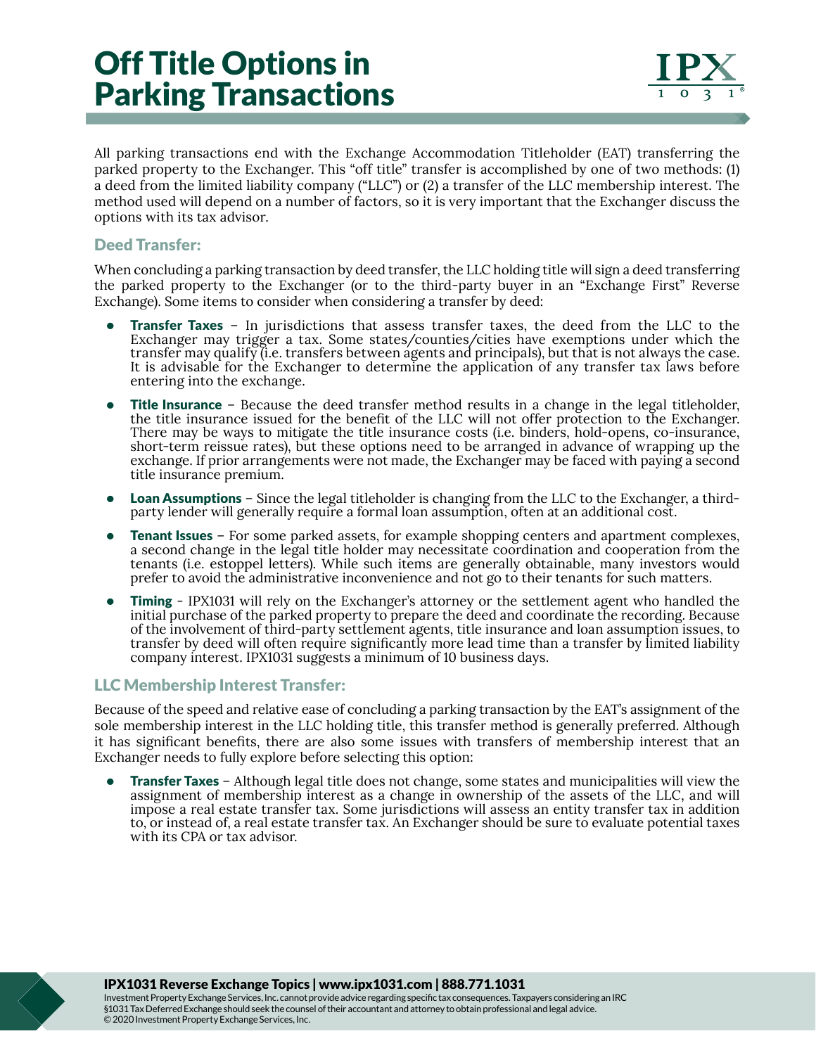# Off Title Options in Parking Transactions

All parking transactions end with the Exchange Accommodation Titleholder (EAT) transferring the parked property to the Exchanger. This "off title" transfer is accomplished by one of two methods: (1) a deed from the limited liability company ("LLC") or (2) a transfer of the LLC membership interest. The method used will depend on a number of factors, so it is very important that the Exchanger discuss the options with its tax advisor.

## Deed Transfer:

When concluding a parking transaction by deed transfer, the LLC holding title will sign a deed transferring the parked property to the Exchanger (or to the third-party buyer in an "Exchange First" Reverse Exchange). Some items to consider when considering a transfer by deed:

- **Transfer Taxes** – In jurisdictions that assess transfer taxes, the deed from the LLC to the Exchanger may trigger a tax. Some states/counties/cities have exemptions under which the transfer may qualify (i.e. transfers between agents and principals), but that is not always the case. It is advisable for the Exchanger to determine the application of any transfer tax laws before entering into the exchange.
- **Title Insurance** – Because the deed transfer method results in a change in the legal titleholder, the title insurance issued for the benefit of the LLC will not offer protection to the Exchanger. There may be ways to mitigate the title insurance costs (i.e. binders, hold-opens, co-insurance, short-term reissue rates), but these options need to be arranged in advance of wrapping up the exchange. If prior arrangements were not made, the Exchanger may be faced with paying a second title insurance premium.
- **Loan Assumptions** – Since the legal titleholder is changing from the LLC to the Exchanger, a third-party lender will generally require a formal loan assumption, often at an additional cost.
- **Tenant Issues** – For some parked assets, for example shopping centers and apartment complexes, a second change in the legal title holder may necessitate coordination and cooperation from the tenants (i.e. estoppel letters). While such items are generally obtainable, many investors would prefer to avoid the administrative inconvenience and not go to their tenants for such matters.
- **Timing** - IPX1031 will rely on the Exchanger's attorney or the settlement agent who handled the initial purchase of the parked property to prepare the deed and coordinate the recording. Because of the involvement of third-party settlement agents, title insurance and loan assumption issues, to transfer by deed will often require significantly more lead time than a transfer by limited liability company interest. IPX1031 suggests a minimum of 10 business days.

## LLC Membership Interest Transfer:

Because of the speed and relative ease of concluding a parking transaction by the EAT's assignment of the sole membership interest in the LLC holding title, this transfer method is generally preferred. Although it has significant benefits, there are also some issues with transfers of membership interest that an Exchanger needs to fully explore before selecting this option:

- **Transfer Taxes** – Although legal title does not change, some states and municipalities will view the assignment of membership interest as a change in ownership of the assets of the LLC, and will impose a real estate transfer tax. Some jurisdictions will assess an entity transfer tax in addition to, or instead of, a real estate transfer tax. An Exchanger should be sure to evaluate potential taxes with its CPA or tax advisor.

**IPX1031 Reverse Exchange Topics | www.ipx1031.com | 888.771.1031**

Investment Property Exchange Services, Inc. cannot provide advice regarding specific tax consequences. Taxpayers considering an IRC §1031 Tax Deferred Exchange should seek the counsel of their accountant and attorney to obtain professional and legal advice.
© 2020 Investment Property Exchange Services, Inc.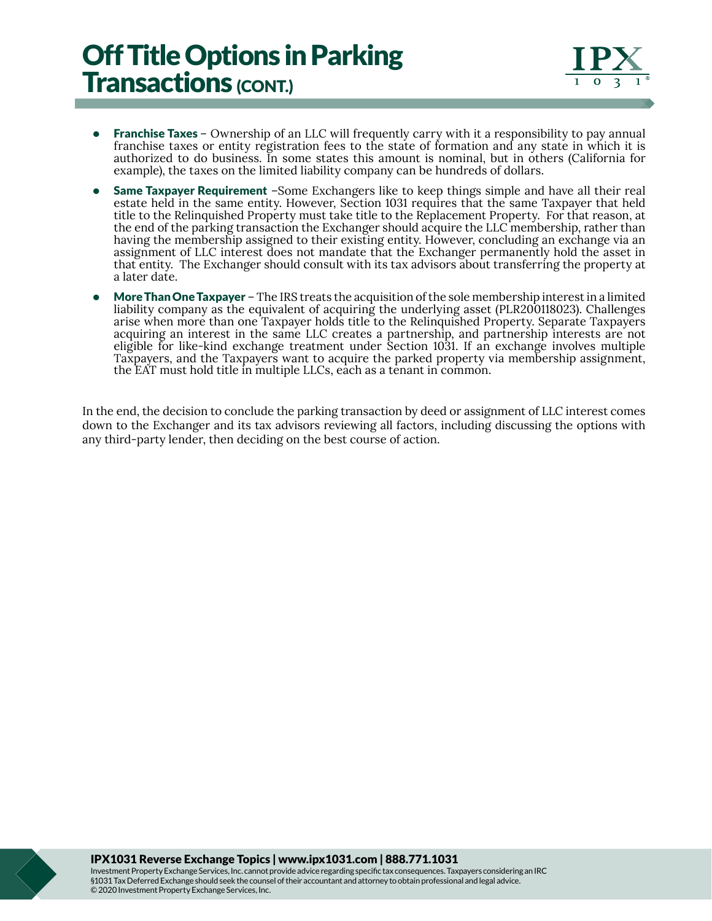# Off Title Options in Parking Transactions (CONT.)

- **Franchise Taxes** – Ownership of an LLC will frequently carry with it a responsibility to pay annual franchise taxes or entity registration fees to the state of formation and any state in which it is authorized to do business. In some states this amount is nominal, but in others (California for example), the taxes on the limited liability company can be hundreds of dollars.
- **Same Taxpayer Requirement** –Some Exchangers like to keep things simple and have all their real estate held in the same entity. However, Section 1031 requires that the same Taxpayer that held title to the Relinquished Property must take title to the Replacement Property. For that reason, at the end of the parking transaction the Exchanger should acquire the LLC membership, rather than having the membership assigned to their existing entity. However, concluding an exchange via an assignment of LLC interest does not mandate that the Exchanger permanently hold the asset in that entity. The Exchanger should consult with its tax advisors about transferring the property at a later date.
- **More Than One Taxpayer** – The IRS treats the acquisition of the sole membership interest in a limited liability company as the equivalent of acquiring the underlying asset (PLR200118023). Challenges arise when more than one Taxpayer holds title to the Relinquished Property. Separate Taxpayers acquiring an interest in the same LLC creates a partnership, and partnership interests are not eligible for like-kind exchange treatment under Section 1031. If an exchange involves multiple Taxpayers, and the Taxpayers want to acquire the parked property via membership assignment, the EAT must hold title in multiple LLCs, each as a tenant in common.

In the end, the decision to conclude the parking transaction by deed or assignment of LLC interest comes down to the Exchanger and its tax advisors reviewing all factors, including discussing the options with any third-party lender, then deciding on the best course of action.